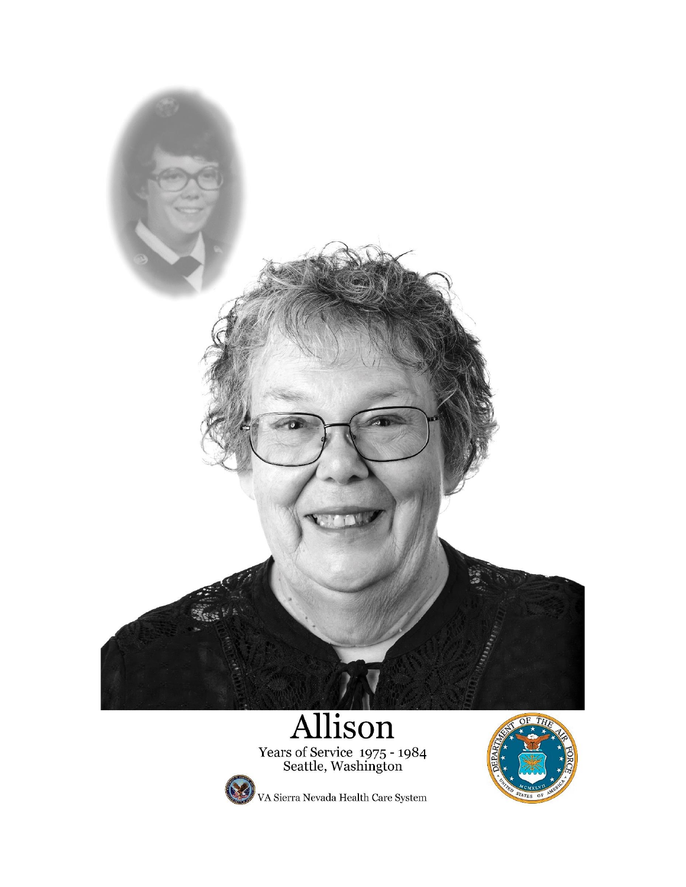# Allison

Years of Service 1975 - 1984
Seattle, Washington

VA Sierra Nevada Health Care System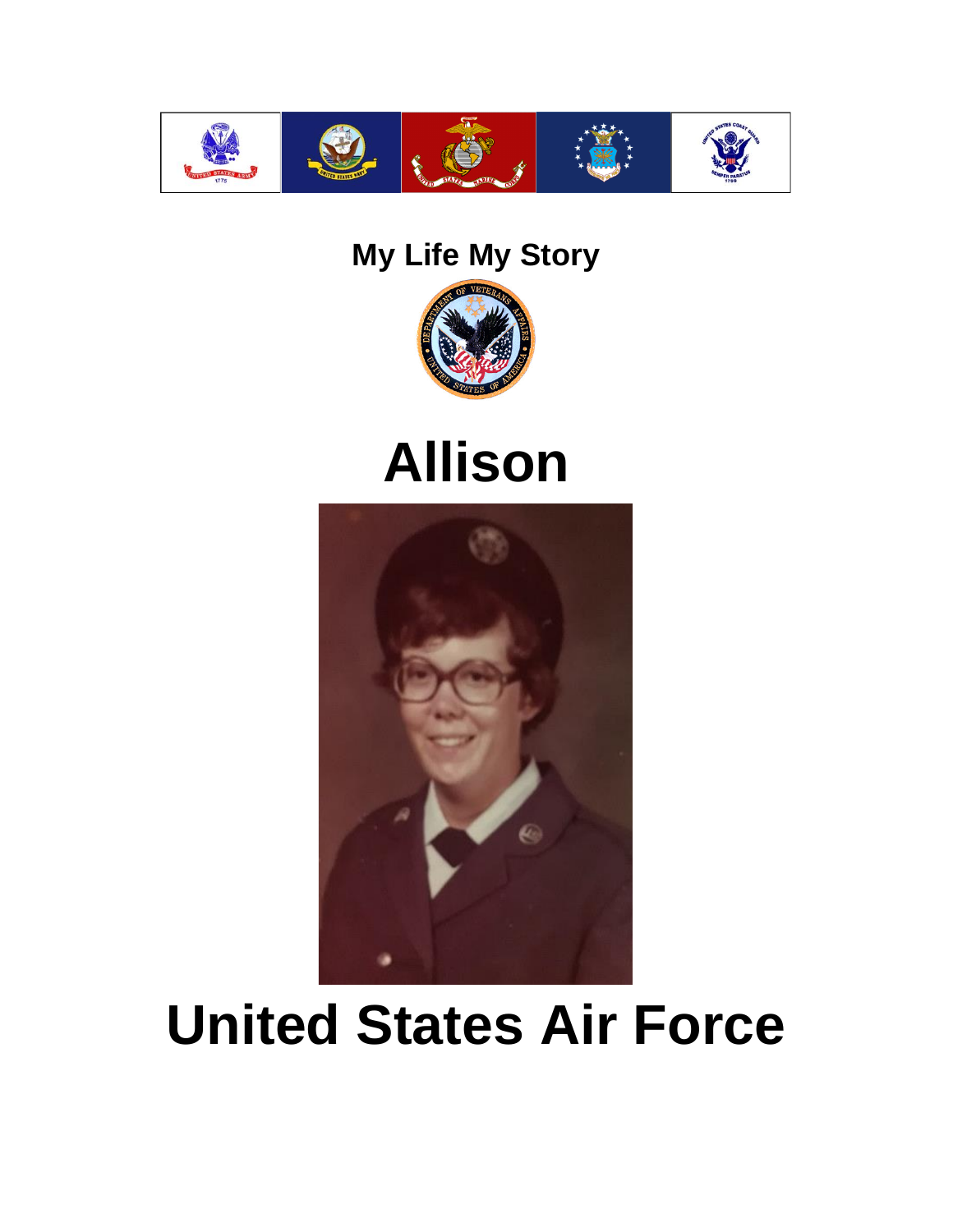# My Life My Story

# Allison

# United States Air Force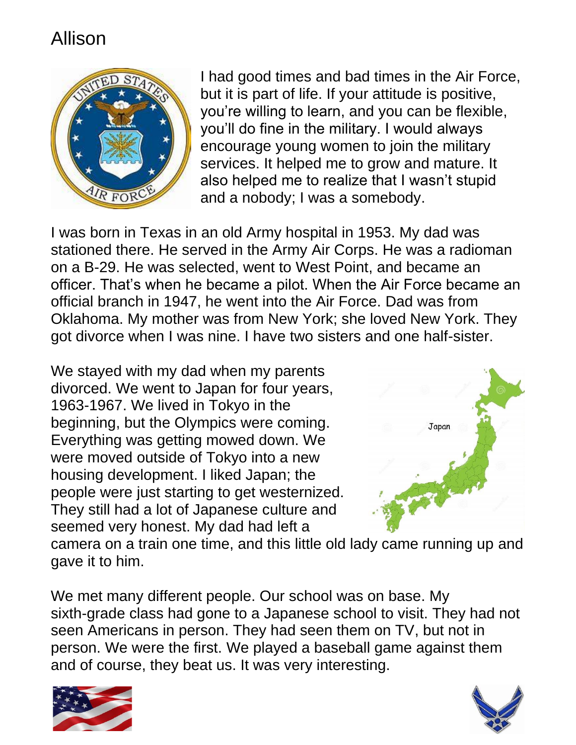# Allison

I had good times and bad times in the Air Force, but it is part of life. If your attitude is positive, you're willing to learn, and you can be flexible, you'll do fine in the military. I would always encourage young women to join the military services. It helped me to grow and mature. It also helped me to realize that I wasn't stupid and a nobody; I was a somebody.

I was born in Texas in an old Army hospital in 1953. My dad was stationed there. He served in the Army Air Corps. He was a radioman on a B-29. He was selected, went to West Point, and became an officer. That's when he became a pilot. When the Air Force became an official branch in 1947, he went into the Air Force. Dad was from Oklahoma. My mother was from New York; she loved New York. They got divorce when I was nine. I have two sisters and one half-sister.

We stayed with my dad when my parents divorced. We went to Japan for four years, 1963-1967. We lived in Tokyo in the beginning, but the Olympics were coming. Everything was getting mowed down. We were moved outside of Tokyo into a new housing development. I liked Japan; the people were just starting to get westernized. They still had a lot of Japanese culture and seemed very honest. My dad had left a camera on a train one time, and this little old lady came running up and gave it to him.

We met many different people. Our school was on base. My sixth-grade class had gone to a Japanese school to visit. They had not seen Americans in person. They had seen them on TV, but not in person. We were the first. We played a baseball game against them and of course, they beat us. It was very interesting.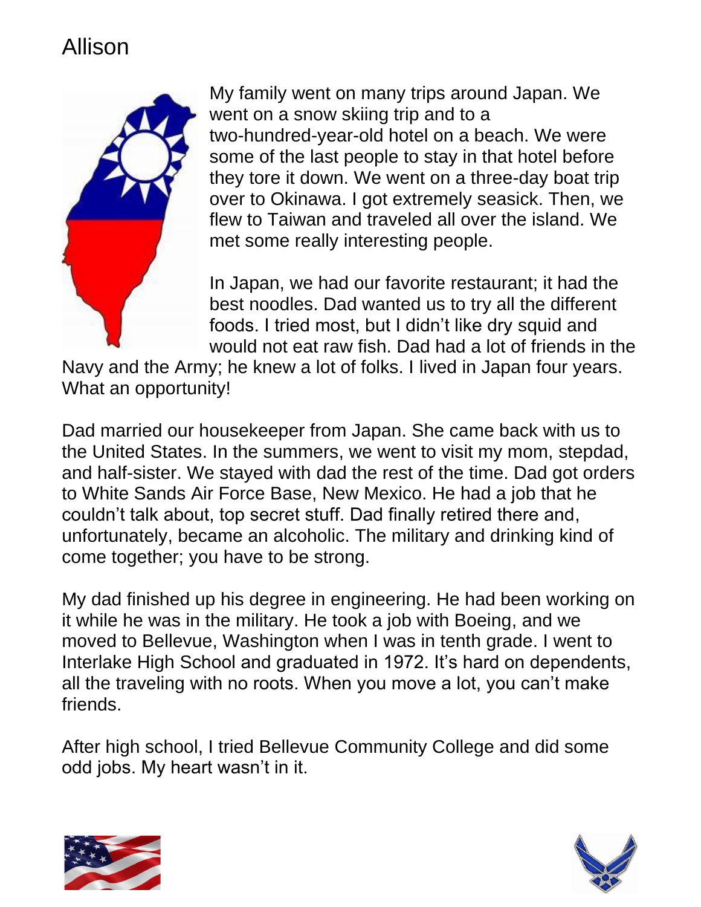# Allison

My family went on many trips around Japan. We went on a snow skiing trip and to a two-hundred-year-old hotel on a beach. We were some of the last people to stay in that hotel before they tore it down. We went on a three-day boat trip over to Okinawa. I got extremely seasick. Then, we flew to Taiwan and traveled all over the island. We met some really interesting people.

In Japan, we had our favorite restaurant; it had the best noodles. Dad wanted us to try all the different foods. I tried most, but I didn't like dry squid and would not eat raw fish. Dad had a lot of friends in the Navy and the Army; he knew a lot of folks. I lived in Japan four years. What an opportunity!

Dad married our housekeeper from Japan. She came back with us to the United States. In the summers, we went to visit my mom, stepdad, and half-sister. We stayed with dad the rest of the time. Dad got orders to White Sands Air Force Base, New Mexico. He had a job that he couldn't talk about, top secret stuff. Dad finally retired there and, unfortunately, became an alcoholic. The military and drinking kind of come together; you have to be strong.

My dad finished up his degree in engineering. He had been working on it while he was in the military. He took a job with Boeing, and we moved to Bellevue, Washington when I was in tenth grade. I went to Interlake High School and graduated in 1972. It's hard on dependents, all the traveling with no roots. When you move a lot, you can't make friends.

After high school, I tried Bellevue Community College and did some odd jobs. My heart wasn't in it.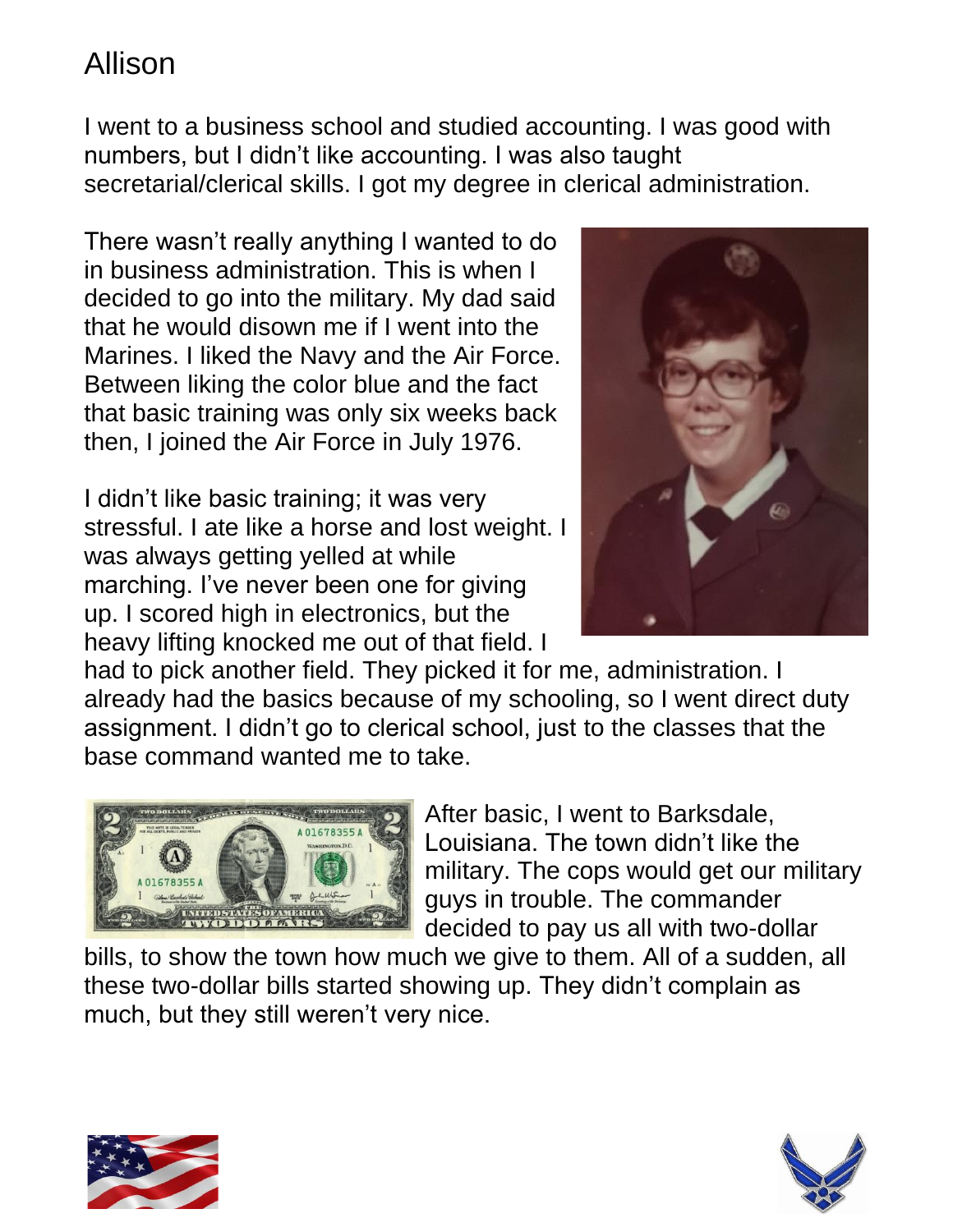# Allison

I went to a business school and studied accounting. I was good with numbers, but I didn't like accounting. I was also taught secretarial/clerical skills. I got my degree in clerical administration.

There wasn't really anything I wanted to do in business administration. This is when I decided to go into the military. My dad said that he would disown me if I went into the Marines. I liked the Navy and the Air Force. Between liking the color blue and the fact that basic training was only six weeks back then, I joined the Air Force in July 1976.

I didn't like basic training; it was very stressful. I ate like a horse and lost weight. I was always getting yelled at while marching. I've never been one for giving up. I scored high in electronics, but the heavy lifting knocked me out of that field. I had to pick another field. They picked it for me, administration. I already had the basics because of my schooling, so I went direct duty assignment. I didn't go to clerical school, just to the classes that the base command wanted me to take.

After basic, I went to Barksdale, Louisiana. The town didn't like the military. The cops would get our military guys in trouble. The commander decided to pay us all with two-dollar bills, to show the town how much we give to them. All of a sudden, all these two-dollar bills started showing up. They didn't complain as much, but they still weren't very nice.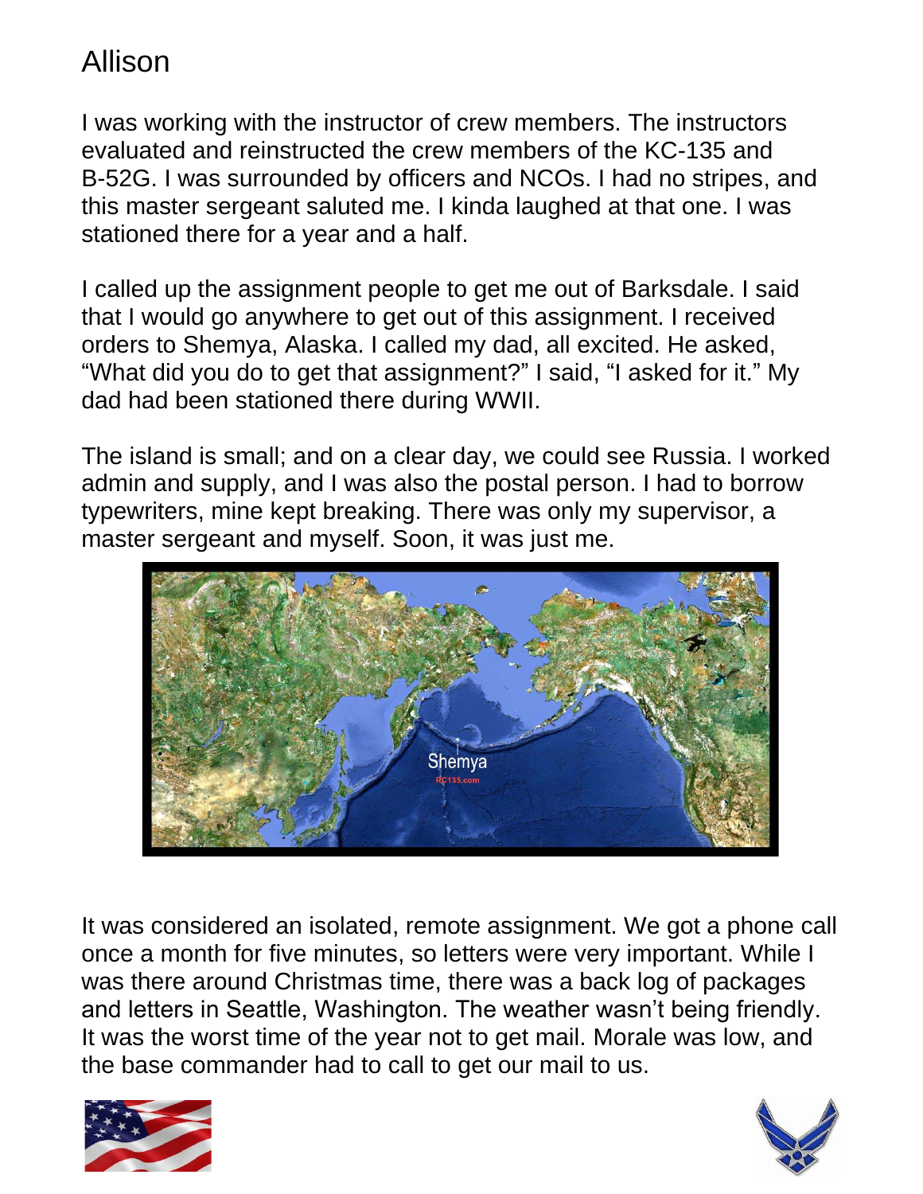# Allison

I was working with the instructor of crew members. The instructors evaluated and reinstructed the crew members of the KC-135 and B-52G. I was surrounded by officers and NCOs. I had no stripes, and this master sergeant saluted me. I kinda laughed at that one. I was stationed there for a year and a half.

I called up the assignment people to get me out of Barksdale. I said that I would go anywhere to get out of this assignment. I received orders to Shemya, Alaska. I called my dad, all excited. He asked, "What did you do to get that assignment?" I said, "I asked for it." My dad had been stationed there during WWII.

The island is small; and on a clear day, we could see Russia. I worked admin and supply, and I was also the postal person. I had to borrow typewriters, mine kept breaking. There was only my supervisor, a master sergeant and myself. Soon, it was just me.

It was considered an isolated, remote assignment. We got a phone call once a month for five minutes, so letters were very important. While I was there around Christmas time, there was a back log of packages and letters in Seattle, Washington. The weather wasn't being friendly. It was the worst time of the year not to get mail. Morale was low, and the base commander had to call to get our mail to us.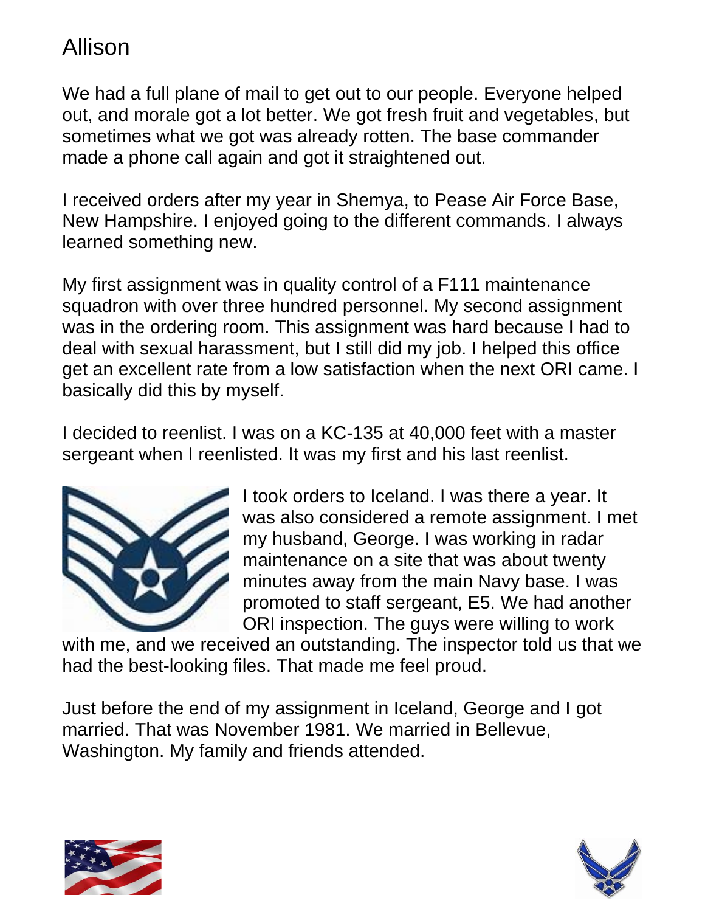# Allison

We had a full plane of mail to get out to our people. Everyone helped out, and morale got a lot better. We got fresh fruit and vegetables, but sometimes what we got was already rotten. The base commander made a phone call again and got it straightened out.

I received orders after my year in Shemya, to Pease Air Force Base, New Hampshire. I enjoyed going to the different commands. I always learned something new.

My first assignment was in quality control of a F111 maintenance squadron with over three hundred personnel. My second assignment was in the ordering room. This assignment was hard because I had to deal with sexual harassment, but I still did my job. I helped this office get an excellent rate from a low satisfaction when the next ORI came. I basically did this by myself.

I decided to reenlist. I was on a KC-135 at 40,000 feet with a master sergeant when I reenlisted. It was my first and his last reenlist.

I took orders to Iceland. I was there a year. It was also considered a remote assignment. I met my husband, George. I was working in radar maintenance on a site that was about twenty minutes away from the main Navy base. I was promoted to staff sergeant, E5. We had another ORI inspection. The guys were willing to work with me, and we received an outstanding. The inspector told us that we had the best-looking files. That made me feel proud.

Just before the end of my assignment in Iceland, George and I got married. That was November 1981. We married in Bellevue, Washington. My family and friends attended.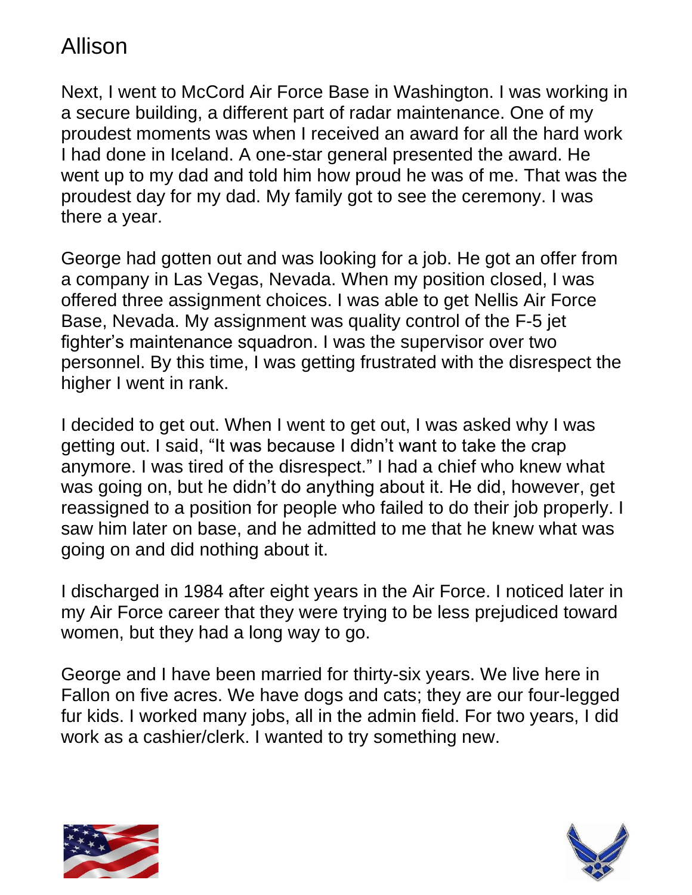# Allison

Next, I went to McCord Air Force Base in Washington. I was working in a secure building, a different part of radar maintenance. One of my proudest moments was when I received an award for all the hard work I had done in Iceland. A one-star general presented the award. He went up to my dad and told him how proud he was of me. That was the proudest day for my dad. My family got to see the ceremony. I was there a year.

George had gotten out and was looking for a job. He got an offer from a company in Las Vegas, Nevada. When my position closed, I was offered three assignment choices. I was able to get Nellis Air Force Base, Nevada. My assignment was quality control of the F-5 jet fighter's maintenance squadron. I was the supervisor over two personnel. By this time, I was getting frustrated with the disrespect the higher I went in rank.

I decided to get out. When I went to get out, I was asked why I was getting out. I said, "It was because I didn't want to take the crap anymore. I was tired of the disrespect." I had a chief who knew what was going on, but he didn't do anything about it. He did, however, get reassigned to a position for people who failed to do their job properly. I saw him later on base, and he admitted to me that he knew what was going on and did nothing about it.

I discharged in 1984 after eight years in the Air Force. I noticed later in my Air Force career that they were trying to be less prejudiced toward women, but they had a long way to go.

George and I have been married for thirty-six years. We live here in Fallon on five acres. We have dogs and cats; they are our four-legged fur kids. I worked many jobs, all in the admin field. For two years, I did work as a cashier/clerk. I wanted to try something new.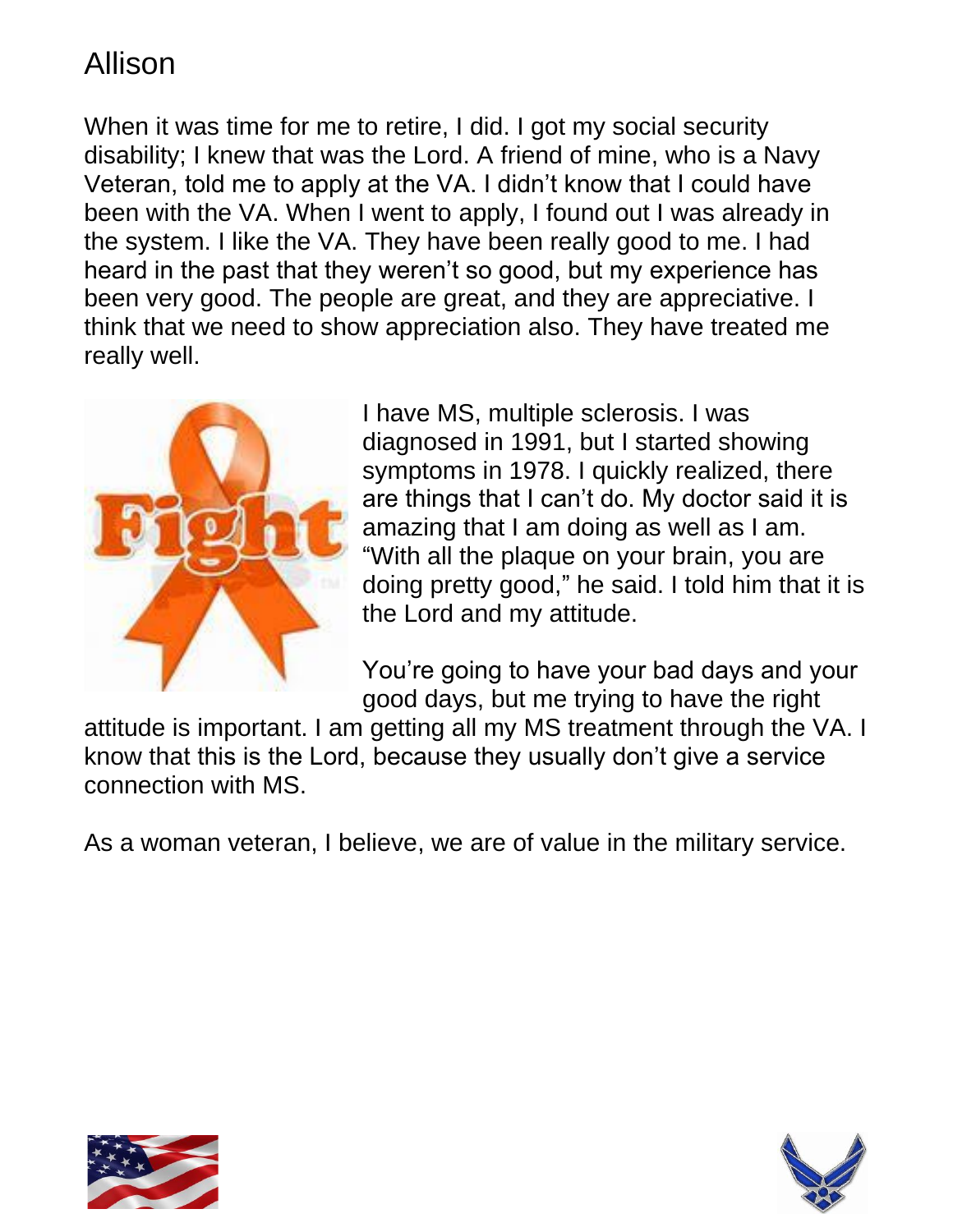# Allison

When it was time for me to retire, I did. I got my social security disability; I knew that was the Lord. A friend of mine, who is a Navy Veteran, told me to apply at the VA. I didn't know that I could have been with the VA. When I went to apply, I found out I was already in the system. I like the VA. They have been really good to me. I had heard in the past that they weren't so good, but my experience has been very good. The people are great, and they are appreciative. I think that we need to show appreciation also. They have treated me really well.

I have MS, multiple sclerosis. I was diagnosed in 1991, but I started showing symptoms in 1978. I quickly realized, there are things that I can't do. My doctor said it is amazing that I am doing as well as I am. "With all the plaque on your brain, you are doing pretty good," he said. I told him that it is the Lord and my attitude.

You're going to have your bad days and your good days, but me trying to have the right attitude is important. I am getting all my MS treatment through the VA. I know that this is the Lord, because they usually don't give a service connection with MS.

As a woman veteran, I believe, we are of value in the military service.